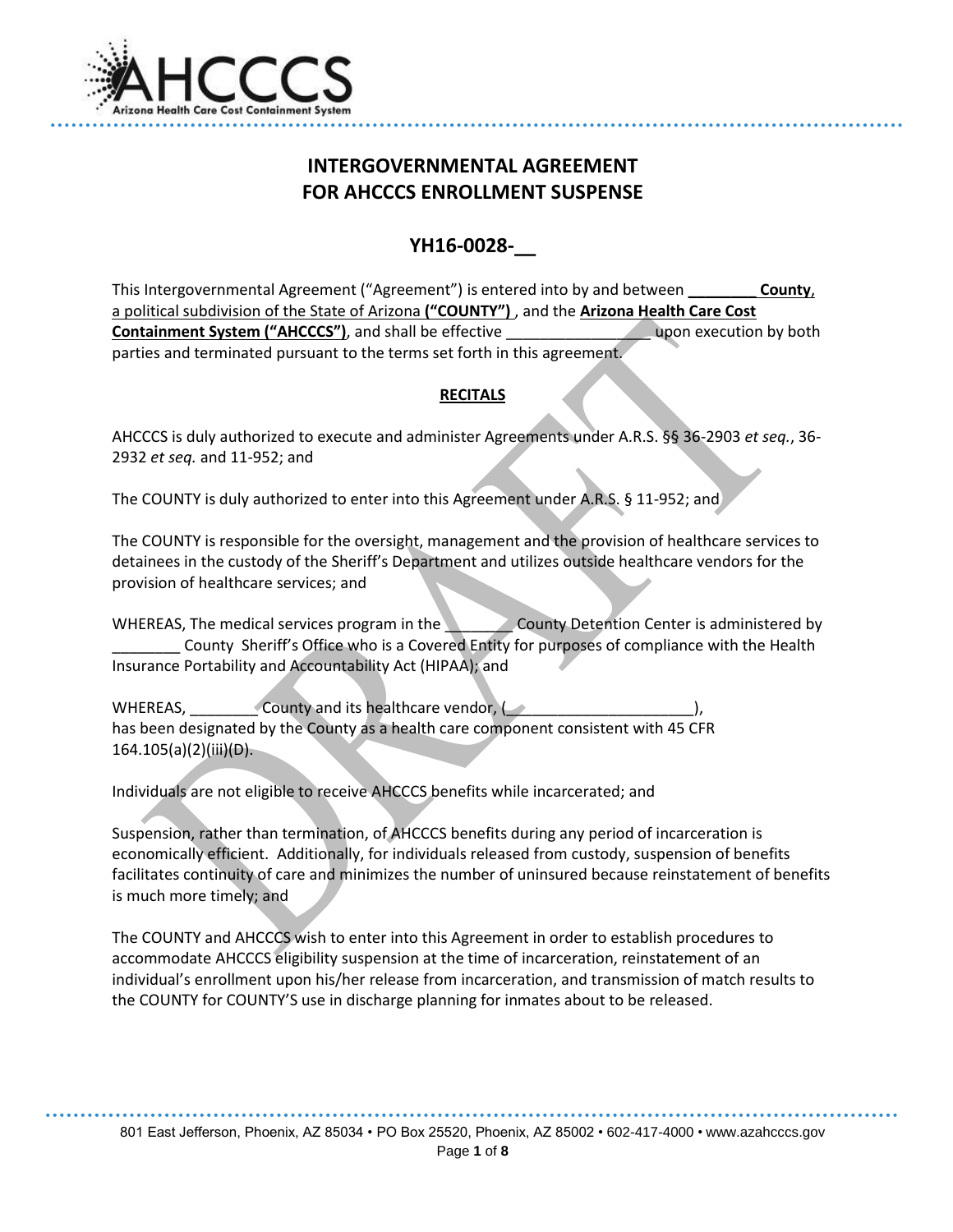# INTERGOVERNMENTAL AGREEMENT FOR AHCCCS ENROLLMENT SUSPENSE

## YH16-0028-__

This Intergovernmental Agreement ("Agreement") is entered into by and between **________ County**, a political subdivision of the State of Arizona **("COUNTY")** , and the **Arizona Health Care Cost Containment System ("AHCCCS")**, and shall be effective _________________ upon execution by both parties and terminated pursuant to the terms set forth in this agreement.

**RECITALS**

AHCCCS is duly authorized to execute and administer Agreements under A.R.S. §§ 36-2903 *et seq.*, 36-2932 *et seq.* and 11-952; and

The COUNTY is duly authorized to enter into this Agreement under A.R.S. § 11-952; and

The COUNTY is responsible for the oversight, management and the provision of healthcare services to detainees in the custody of the Sheriff's Department and utilizes outside healthcare vendors for the provision of healthcare services; and

WHEREAS, The medical services program in the ________ County Detention Center is administered by ________ County Sheriff's Office who is a Covered Entity for purposes of compliance with the Health Insurance Portability and Accountability Act (HIPAA); and

WHEREAS, ________ County and its healthcare vendor, (______________________), has been designated by the County as a health care component consistent with 45 CFR 164.105(a)(2)(iii)(D).

Individuals are not eligible to receive AHCCCS benefits while incarcerated; and

Suspension, rather than termination, of AHCCCS benefits during any period of incarceration is economically efficient. Additionally, for individuals released from custody, suspension of benefits facilitates continuity of care and minimizes the number of uninsured because reinstatement of benefits is much more timely; and

The COUNTY and AHCCCS wish to enter into this Agreement in order to establish procedures to accommodate AHCCCS eligibility suspension at the time of incarceration, reinstatement of an individual's enrollment upon his/her release from incarceration, and transmission of match results to the COUNTY for COUNTY'S use in discharge planning for inmates about to be released.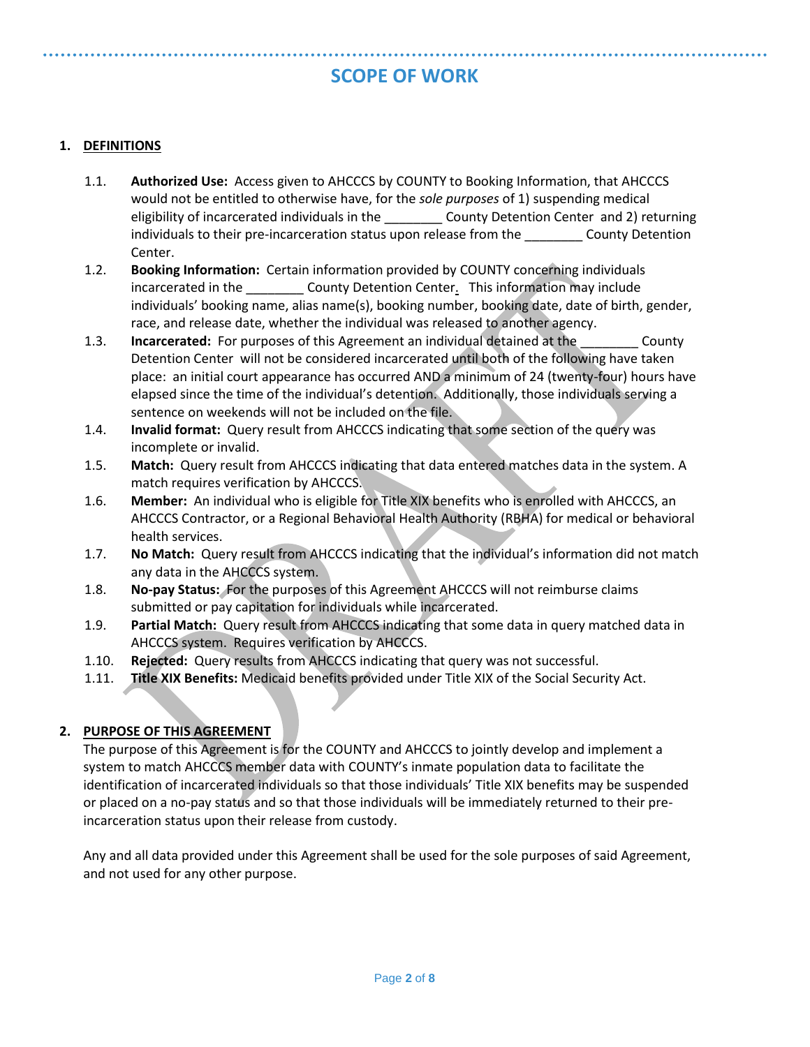# SCOPE OF WORK

## 1. DEFINITIONS

1.1. **Authorized Use:** Access given to AHCCCS by COUNTY to Booking Information, that AHCCCS would not be entitled to otherwise have, for the *sole purposes* of 1) suspending medical eligibility of incarcerated individuals in the ________ County Detention Center and 2) returning individuals to their pre-incarceration status upon release from the ________ County Detention Center.

1.2. **Booking Information:** Certain information provided by COUNTY concerning individuals incarcerated in the ________ County Detention Center. This information may include individuals' booking name, alias name(s), booking number, booking date, date of birth, gender, race, and release date, whether the individual was released to another agency.

1.3. **Incarcerated:** For purposes of this Agreement an individual detained at the ________ County Detention Center will not be considered incarcerated until both of the following have taken place: an initial court appearance has occurred AND a minimum of 24 (twenty-four) hours have elapsed since the time of the individual's detention. Additionally, those individuals serving a sentence on weekends will not be included on the file.

1.4. **Invalid format:** Query result from AHCCCS indicating that some section of the query was incomplete or invalid.

1.5. **Match:** Query result from AHCCCS indicating that data entered matches data in the system. A match requires verification by AHCCCS.

1.6. **Member:** An individual who is eligible for Title XIX benefits who is enrolled with AHCCCS, an AHCCCS Contractor, or a Regional Behavioral Health Authority (RBHA) for medical or behavioral health services.

1.7. **No Match:** Query result from AHCCCS indicating that the individual's information did not match any data in the AHCCCS system.

1.8. **No-pay Status:** For the purposes of this Agreement AHCCCS will not reimburse claims submitted or pay capitation for individuals while incarcerated.

1.9. **Partial Match:** Query result from AHCCCS indicating that some data in query matched data in AHCCCS system. Requires verification by AHCCCS.

1.10. **Rejected:** Query results from AHCCCS indicating that query was not successful.

1.11. **Title XIX Benefits:** Medicaid benefits provided under Title XIX of the Social Security Act.

## 2. PURPOSE OF THIS AGREEMENT

The purpose of this Agreement is for the COUNTY and AHCCCS to jointly develop and implement a system to match AHCCCS member data with COUNTY's inmate population data to facilitate the identification of incarcerated individuals so that those individuals' Title XIX benefits may be suspended or placed on a no-pay status and so that those individuals will be immediately returned to their pre-incarceration status upon their release from custody.

Any and all data provided under this Agreement shall be used for the sole purposes of said Agreement, and not used for any other purpose.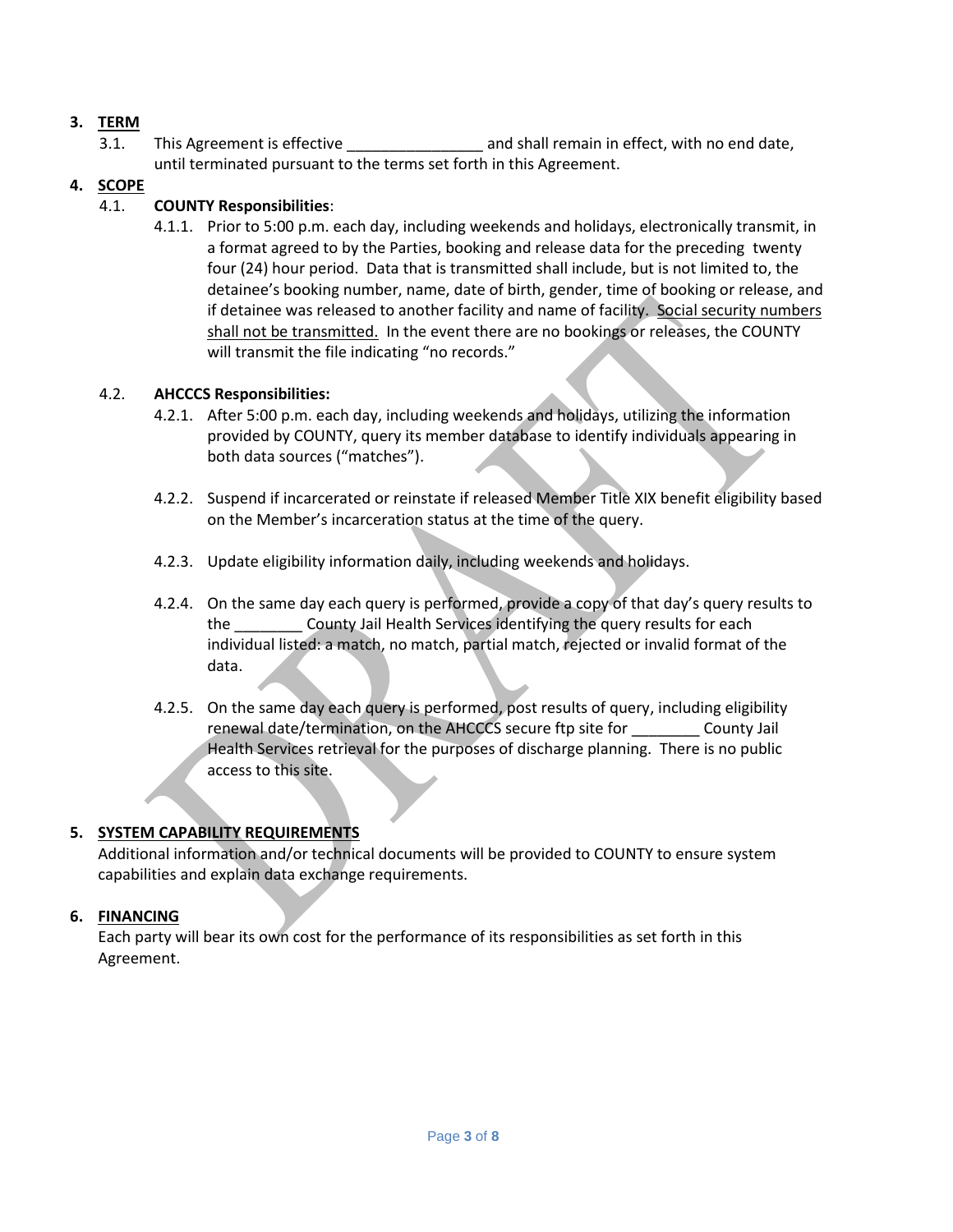3. **TERM**

3.1. This Agreement is effective ________________ and shall remain in effect, with no end date, until terminated pursuant to the terms set forth in this Agreement.

4. **SCOPE**

4.1. **COUNTY Responsibilities**:

4.1.1. Prior to 5:00 p.m. each day, including weekends and holidays, electronically transmit, in a format agreed to by the Parties, booking and release data for the preceding twenty four (24) hour period. Data that is transmitted shall include, but is not limited to, the detainee's booking number, name, date of birth, gender, time of booking or release, and if detainee was released to another facility and name of facility. Social security numbers shall not be transmitted. In the event there are no bookings or releases, the COUNTY will transmit the file indicating "no records."

4.2. **AHCCCS Responsibilities:**

4.2.1. After 5:00 p.m. each day, including weekends and holidays, utilizing the information provided by COUNTY, query its member database to identify individuals appearing in both data sources ("matches").

4.2.2. Suspend if incarcerated or reinstate if released Member Title XIX benefit eligibility based on the Member's incarceration status at the time of the query.

4.2.3. Update eligibility information daily, including weekends and holidays.

4.2.4. On the same day each query is performed, provide a copy of that day's query results to the ________ County Jail Health Services identifying the query results for each individual listed: a match, no match, partial match, rejected or invalid format of the data.

4.2.5. On the same day each query is performed, post results of query, including eligibility renewal date/termination, on the AHCCCS secure ftp site for ________ County Jail Health Services retrieval for the purposes of discharge planning. There is no public access to this site.

5. **SYSTEM CAPABILITY REQUIREMENTS**

Additional information and/or technical documents will be provided to COUNTY to ensure system capabilities and explain data exchange requirements.

6. **FINANCING**

Each party will bear its own cost for the performance of its responsibilities as set forth in this Agreement.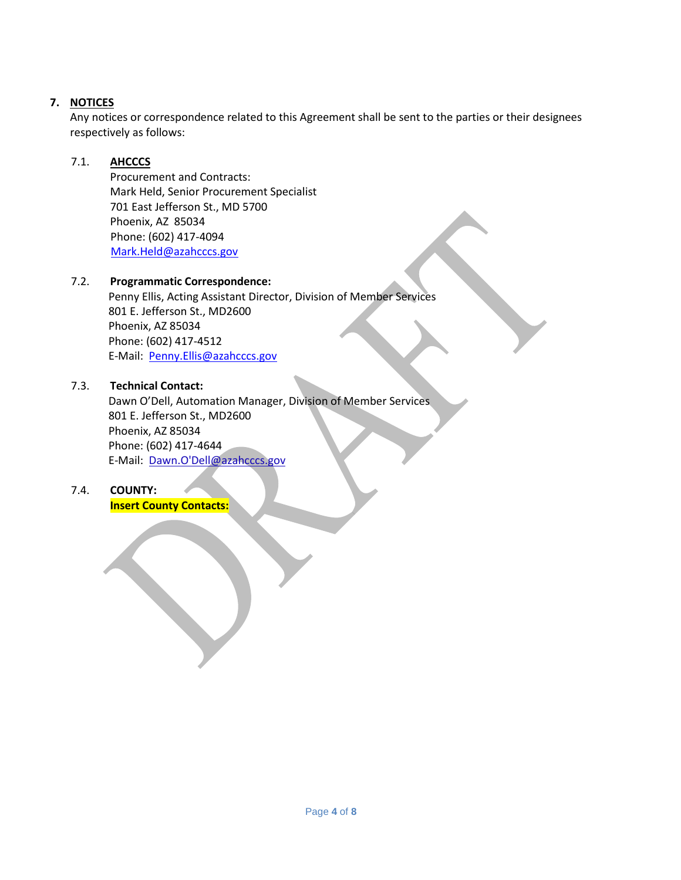## 7. NOTICES

Any notices or correspondence related to this Agreement shall be sent to the parties or their designees respectively as follows:

7.1. **AHCCCS**

Procurement and Contracts:
Mark Held, Senior Procurement Specialist
701 East Jefferson St., MD 5700
Phoenix, AZ 85034
Phone: (602) 417-4094
Mark.Held@azahcccs.gov

7.2. **Programmatic Correspondence:**

Penny Ellis, Acting Assistant Director, Division of Member Services
801 E. Jefferson St., MD2600
Phoenix, AZ 85034
Phone: (602) 417-4512
E-Mail: Penny.Ellis@azahcccs.gov

7.3. **Technical Contact:**

Dawn O'Dell, Automation Manager, Division of Member Services
801 E. Jefferson St., MD2600
Phoenix, AZ 85034
Phone: (602) 417-4644
E-Mail: Dawn.O'Dell@azahcccs.gov

7.4. **COUNTY:**

**Insert County Contacts:**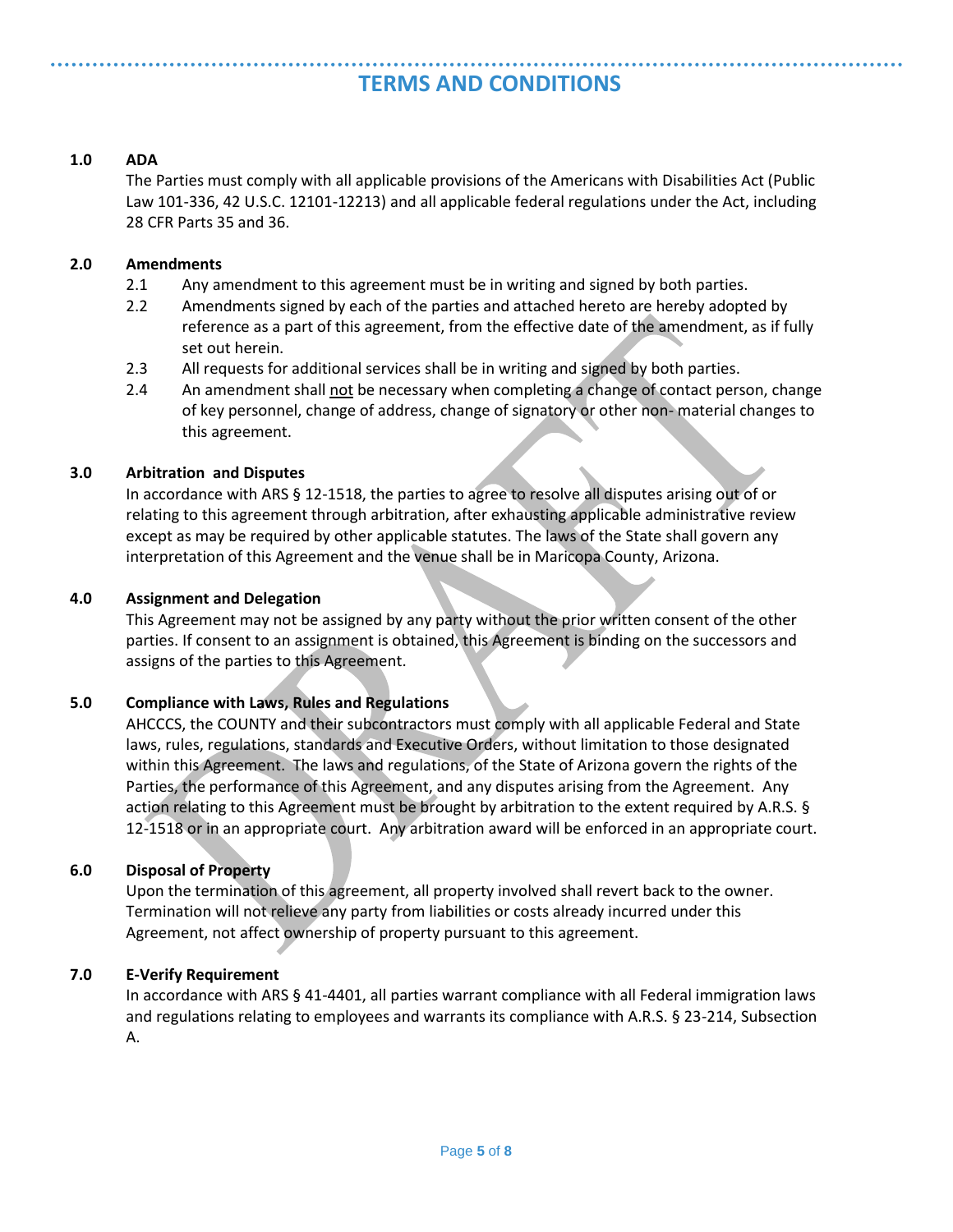## TERMS AND CONDITIONS

**1.0 ADA**

The Parties must comply with all applicable provisions of the Americans with Disabilities Act (Public Law 101-336, 42 U.S.C. 12101-12213) and all applicable federal regulations under the Act, including 28 CFR Parts 35 and 36.

**2.0 Amendments**

2.1 Any amendment to this agreement must be in writing and signed by both parties.

2.2 Amendments signed by each of the parties and attached hereto are hereby adopted by reference as a part of this agreement, from the effective date of the amendment, as if fully set out herein.

2.3 All requests for additional services shall be in writing and signed by both parties.

2.4 An amendment shall <u>not</u> be necessary when completing a change of contact person, change of key personnel, change of address, change of signatory or other non- material changes to this agreement.

**3.0 Arbitration and Disputes**

In accordance with ARS § 12-1518, the parties to agree to resolve all disputes arising out of or relating to this agreement through arbitration, after exhausting applicable administrative review except as may be required by other applicable statutes. The laws of the State shall govern any interpretation of this Agreement and the venue shall be in Maricopa County, Arizona.

**4.0 Assignment and Delegation**

This Agreement may not be assigned by any party without the prior written consent of the other parties. If consent to an assignment is obtained, this Agreement is binding on the successors and assigns of the parties to this Agreement.

**5.0 Compliance with Laws, Rules and Regulations**

AHCCCS, the COUNTY and their subcontractors must comply with all applicable Federal and State laws, rules, regulations, standards and Executive Orders, without limitation to those designated within this Agreement. The laws and regulations, of the State of Arizona govern the rights of the Parties, the performance of this Agreement, and any disputes arising from the Agreement. Any action relating to this Agreement must be brought by arbitration to the extent required by A.R.S. § 12-1518 or in an appropriate court. Any arbitration award will be enforced in an appropriate court.

**6.0 Disposal of Property**

Upon the termination of this agreement, all property involved shall revert back to the owner. Termination will not relieve any party from liabilities or costs already incurred under this Agreement, not affect ownership of property pursuant to this agreement.

**7.0 E-Verify Requirement**

In accordance with ARS § 41-4401, all parties warrant compliance with all Federal immigration laws and regulations relating to employees and warrants its compliance with A.R.S. § 23-214, Subsection A.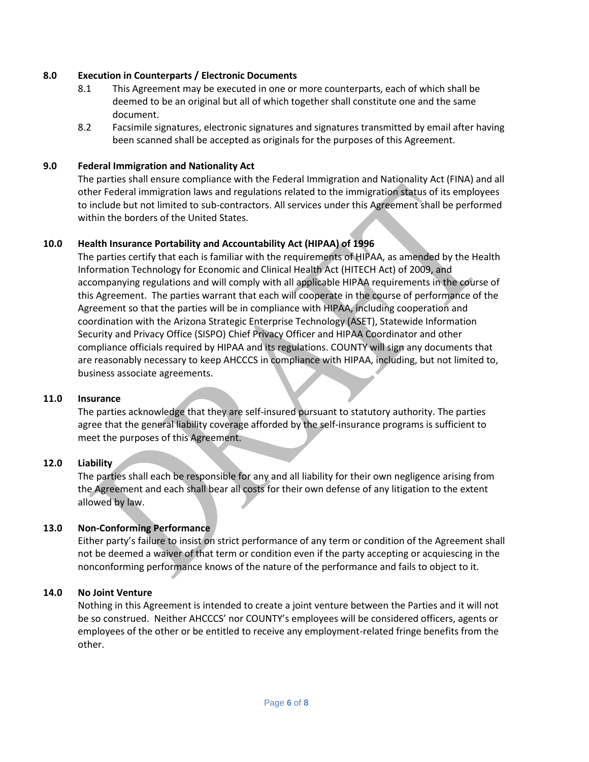## 8.0 Execution in Counterparts / Electronic Documents

8.1 This Agreement may be executed in one or more counterparts, each of which shall be deemed to be an original but all of which together shall constitute one and the same document.

8.2 Facsimile signatures, electronic signatures and signatures transmitted by email after having been scanned shall be accepted as originals for the purposes of this Agreement.

## 9.0 Federal Immigration and Nationality Act

The parties shall ensure compliance with the Federal Immigration and Nationality Act (FINA) and all other Federal immigration laws and regulations related to the immigration status of its employees to include but not limited to sub-contractors. All services under this Agreement shall be performed within the borders of the United States.

## 10.0 Health Insurance Portability and Accountability Act (HIPAA) of 1996

The parties certify that each is familiar with the requirements of HIPAA, as amended by the Health Information Technology for Economic and Clinical Health Act (HITECH Act) of 2009, and accompanying regulations and will comply with all applicable HIPAA requirements in the course of this Agreement. The parties warrant that each will cooperate in the course of performance of the Agreement so that the parties will be in compliance with HIPAA, including cooperation and coordination with the Arizona Strategic Enterprise Technology (ASET), Statewide Information Security and Privacy Office (SISPO) Chief Privacy Officer and HIPAA Coordinator and other compliance officials required by HIPAA and its regulations. COUNTY will sign any documents that are reasonably necessary to keep AHCCCS in compliance with HIPAA, including, but not limited to, business associate agreements.

## 11.0 Insurance

The parties acknowledge that they are self-insured pursuant to statutory authority. The parties agree that the general liability coverage afforded by the self-insurance programs is sufficient to meet the purposes of this Agreement.

## 12.0 Liability

The parties shall each be responsible for any and all liability for their own negligence arising from the Agreement and each shall bear all costs for their own defense of any litigation to the extent allowed by law.

## 13.0 Non-Conforming Performance

Either party's failure to insist on strict performance of any term or condition of the Agreement shall not be deemed a waiver of that term or condition even if the party accepting or acquiescing in the nonconforming performance knows of the nature of the performance and fails to object to it.

## 14.0 No Joint Venture

Nothing in this Agreement is intended to create a joint venture between the Parties and it will not be so construed. Neither AHCCCS' nor COUNTY's employees will be considered officers, agents or employees of the other or be entitled to receive any employment-related fringe benefits from the other.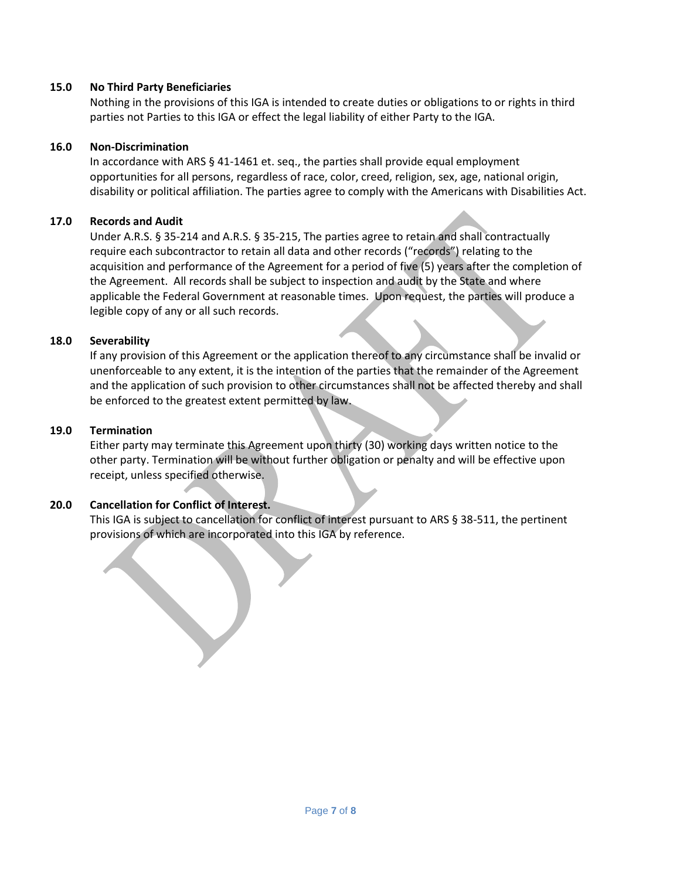## 15.0 No Third Party Beneficiaries

Nothing in the provisions of this IGA is intended to create duties or obligations to or rights in third parties not Parties to this IGA or effect the legal liability of either Party to the IGA.

## 16.0 Non-Discrimination

In accordance with ARS § 41-1461 et. seq., the parties shall provide equal employment opportunities for all persons, regardless of race, color, creed, religion, sex, age, national origin, disability or political affiliation. The parties agree to comply with the Americans with Disabilities Act.

## 17.0 Records and Audit

Under A.R.S. § 35-214 and A.R.S. § 35-215, The parties agree to retain and shall contractually require each subcontractor to retain all data and other records ("records") relating to the acquisition and performance of the Agreement for a period of five (5) years after the completion of the Agreement. All records shall be subject to inspection and audit by the State and where applicable the Federal Government at reasonable times. Upon request, the parties will produce a legible copy of any or all such records.

## 18.0 Severability

If any provision of this Agreement or the application thereof to any circumstance shall be invalid or unenforceable to any extent, it is the intention of the parties that the remainder of the Agreement and the application of such provision to other circumstances shall not be affected thereby and shall be enforced to the greatest extent permitted by law.

## 19.0 Termination

Either party may terminate this Agreement upon thirty (30) working days written notice to the other party. Termination will be without further obligation or penalty and will be effective upon receipt, unless specified otherwise.

## 20.0 Cancellation for Conflict of Interest.

This IGA is subject to cancellation for conflict of interest pursuant to ARS § 38-511, the pertinent provisions of which are incorporated into this IGA by reference.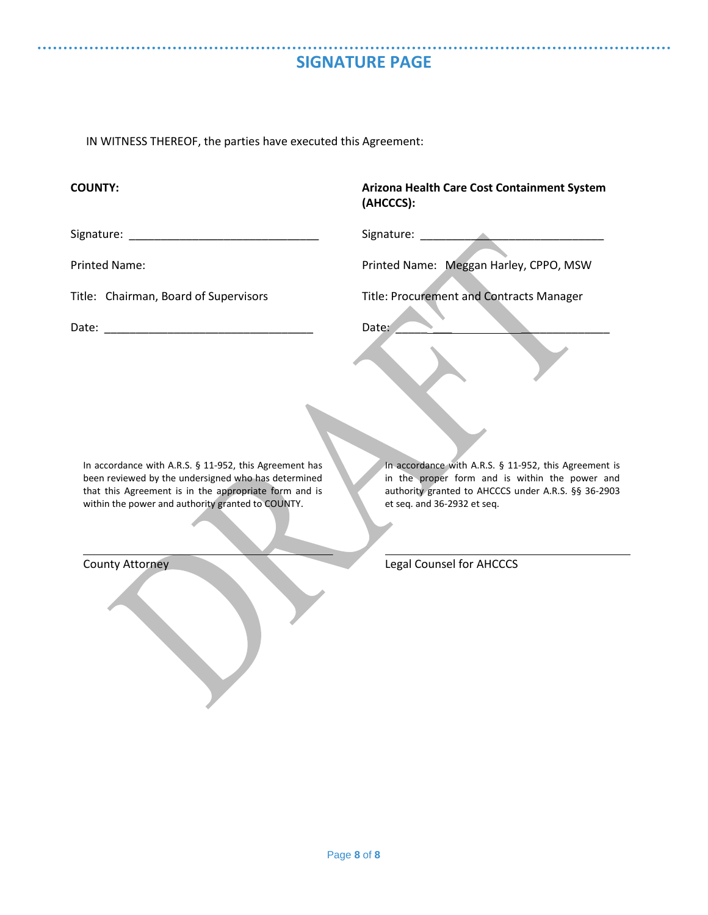# SIGNATURE PAGE

IN WITNESS THEREOF, the parties have executed this Agreement:

| | |
|---|---|
| **COUNTY:** | **Arizona Health Care Cost Containment System (AHCCCS):** |
| Signature: ______________________________ | Signature: ______________________________ |
| Printed Name: | Printed Name: Meggan Harley, CPPO, MSW |
| Title: Chairman, Board of Supervisors | Title: Procurement and Contracts Manager |
| Date: ________________________________ | Date: ________________________________ |

In accordance with A.R.S. § 11-952, this Agreement has been reviewed by the undersigned who has determined that this Agreement is in the appropriate form and is within the power and authority granted to COUNTY.

________________________________________

County Attorney

In accordance with A.R.S. § 11-952, this Agreement is in the proper form and is within the power and authority granted to AHCCCS under A.R.S. §§ 36-2903 et seq. and 36-2932 et seq.

________________________________________

Legal Counsel for AHCCCS

DRAFT